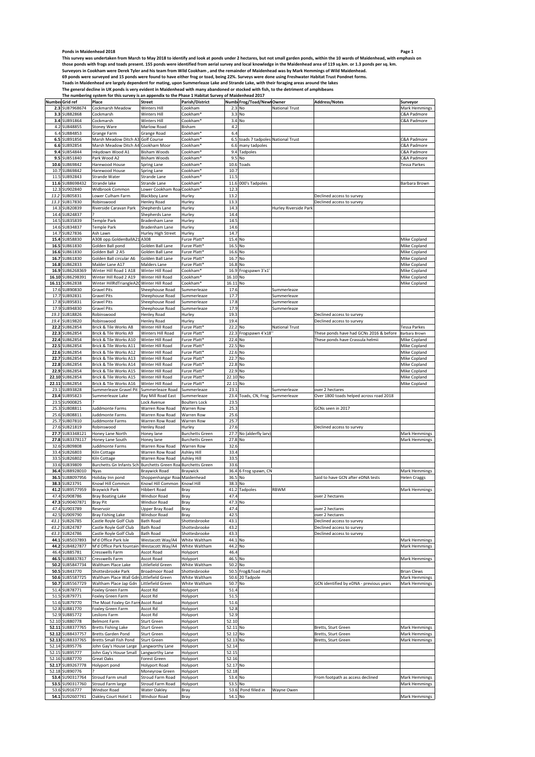# Ponds in Maidenhead 2018

This survey was undertaken from March to May 2018 to identify and look at ponds under 2 hectares, but not small garden ponds, within the 10 wards of Maidenhead, with emphasis on those ponds with frogs and toads present. 155 ponds were identified from aerial survey and local knowledge in the Maidenhead area of 119 sq.km. or 1.3 ponds per sq. km.

Surveyors in Cookham were Derek Tyler and his team from Wild Cookham , and the remainder of Maidenhead was by Mark Hemmings of Wild Maidenhead.

69 ponds were surveyed and 15 ponds were found to have either frog or toad, being 22%. Surveys were done using Freshwater Habitat Trust Pondnet forms.

Toads in Maidenhead are largely dependent for mating, upon Summerleaze Lake and Strande Lake, with their foraging areas around the lakes

The general decline in UK ponds is very evident in Maidenhead with many abandoned or stocked with fish, to the detriment of amphibeans

The numbering system for this survey is an appendix to the Phase 1 Habitat Survey of Maidenhead 2017

| Number | Grid ref | Place | Street | Parish/District | Number | Frog/Toad/Newt | Owner | Address/Notes | Surveyor |
|---|---|---|---|---|---|---|---|---|---|
| 2.3 | SU87968674 | Cockmarsh Meadow | Winters Hill | Cookham | 2.3 | No | National Trust | | Mark Hemmings |
| 3.3 | SU882868 | Cockmarsh | Winters Hill | Cookham* | 3.3 | No | | | C&A Padmore |
| 3.4 | SU891864 | Cockmarsh | Winters Hill | Cookham* | 3.4 | No | | | C&A Padmore |
| 4.2 | SU848855 | Stoney Ware | Marlow Road | Bisham | 4.2 | | | | |
| 6.4 | SU884853 | Grange Farm | Grange Road | Cookham* | 6.4 | | | | |
| 6.5 | SU891856 | Marsh Meadow Ditch A3 | Golf Course | Cookham* | 6.5 | toads 7 tadpoles | National Trust | | C&A Padmore |
| 6.6 | SU892854 | Marsh Meadow Ditch A4 | Cookham Moor | Cookham* | 6.6 | many tadpoles | | | C&A Padmore |
| 9.4 | SU854844 | Inkydown Wood A1 | Bisham Woods | Cookham* | 9.4 | Tadpoles | | | C&A Padmore |
| 9.5 | SU851840 | Park Wood A2 | Bisham Woods | Cookham* | 9.5 | No | | | C&A Padmore |
| 10.6 | SU869842 | Harewood House | Spring Lane | Cookham* | 10.6 | Toads | | | Tessa Parkes |
| 10.7 | SU869842 | Harewood House | Spring Lane | Cookham* | 10.7 | | | | |
| 11.5 | SU892843 | Strande Water | Strande Lane | Cookham* | 11.5 | | | | |
| 11.6 | SU88698432 | Strande lake | Strande Lane | Cookham* | 11.6 | 000's Tadpoles | | | Barbara Brown |
| 12.3 | SU902840 | Widbrook Common | Lower Cookham Road | Cookham* | 12.3 | | | | |
| *13.2* | SU805831 | Lower Culham Farm | Blackboy Lane | Hurley | 13.2 | | | Declined access to survey | |
| *13.3* | SU817830 | Robinswood | Henley Road | Hurley | 13.3 | | | Declined access to survey | |
| 14.3 | SU820839 | Riverside Caravan Park | Shepherds Lane | Hurley | 14.3 | | Hurley Riverside Park | | |
| 14.4 | SU824837 | ? | Shepherds Lane | Hurley | 14.4 | | | | |
| 14.5 | SU835839 | Temple Park | Bradenham Lane | Hurley | 14.5 | | | | |
| 14.6 | SU834837 | Temple Park | Bradenham Lane | Hurley | 14.6 | | | | |
| 14.7 | SU827836 | Ash Lawn | Hurley High Street | Hurley | 14.7 | | | | |
| 15.4 | SU858830 | A308 opp.GoldenBallA21 | A308 | Furze Platt* | 15.4 | No | | | Mike Copland |
| 16.5 | SU861830 | Golden Ball pond | Golden Ball Lane | Furze Platt* | 16.5 | No | | | Mike Copland |
| 16.6 | SU861830 | Golden Ball 2 A5 | Golden Ball Lane | Furze Platt* | 16.6 | No | | | Mike Copland |
| 16.7 | SU861830 | Golden Ball circular A6 | Golden Ball Lane | Furze Platt* | 16.7 | No | | | Mike Copland |
| 16.8 | SU862833 | Malder Lane A17 | Malders Lane | Furze Platt* | 16.8 | No | | | Mike Copland |
| 16.9 | SU86268369 | Winter Hill Road 1 A18 | Winter Hill Road | Cookham* | 16.9 | Frogspawn 3'x1' | | | Mike Copland |
| 16.10 | SU86298391 | Winter Hill Road 2 A19 | Winter Hill Road | Cookham* | 16.10 | No | | | Mike Copland |
| 16.11 | SU862838 | Winter HillRdTriangleA20 | Winter Hill Road | Cookham* | 16.11 | No | | | Mike Copland |
| 17.6 | SU890830 | Gravel Pits | Sheephouse Road | Summerleaze | 17.6 | | Summerleaze | | |
| 17.7 | SU892831 | Gravel Pits | Sheephouse Road | Summerleaze | 17.7 | | Summerleaze | | |
| 17.8 | SU895831 | Gravel Pits | Sheephouse Road | Summerleaze | 17.8 | | Summerleaze | | |
| 17.9 | SU894830 | Gravel Pits | Sheephouse Road | Summerleaze | 17.9 | | Summerleaze | | |
| *19.3* | SU818826 | Robinswood | Henley Road | Hurley | 19.3 | | | Declined access to survey | |
| *19.4* | SU819820 | Robinswood | Henley Road | Hurley | 19.4 | | | Declined access to survey | |
| 22.2 | SU862854 | Brick & Tile Works A8 | Winter Hill Road | Furze Platt* | 22.2 | No | National Trust | | Tessa Parkes |
| 22.3 | SU862854 | Brick & Tile Works A9 | Winters Hill Road | Furze Platt* | 22.3 | Frogspawn 4'x18'' | | These ponds have had GCNs 2016 & before | Barbara Brown |
| 22.4 | SU862854 | Brick & Tile Works A10 | Winter Hill Road | Furze Platt* | 22.4 | No | | These ponds have Crassula helmii | Mike Copland |
| 22.5 | SU862854 | Brick & Tile Works A11 | Winter Hill Road | Furze Platt* | 22.5 | No | | | Mike Copland |
| 22.6 | SU862854 | Brick & Tile Works A12 | Winter Hill Road | Furze Platt* | 22.6 | No | | | Mike Copland |
| 22.7 | SU862854 | Brick & Tile Works A13 | Winter Hill Road | Furze Platt* | 22.7 | No | | | Mike Copland |
| 22.8 | SU862854 | Brick & Tile Works A14 | Winter Hill Road | Furze Platt* | 22.8 | No | | | Mike Copland |
| 22.9 | SU862854 | Brick & Tile Works A15 | Winter Hill Road | Furze Platt* | 22.9 | No | | | Mike Copland |
| 22.10 | SU862854 | Brick & Tile Works A15 | Winter Hill Road | Furze Platt* | 22.10 | No | | | Mike Copland |
| 22.11 | SU862854 | Brick & Tile Works A16 | Winter Hill Road | Furze Platt* | 22.11 | No | | | Mike Copland |
| 23.1 | SU893828 | Summerleaze Gravel Pit | Summerleaze Road | Summerleaze | 23.1 | | Summerleaze | over 2 hectares | |
| 23.4 | SU895823 | Summerleaze Lake | Ray Mill Road East | Summerleaze | 23.4 | Toads, CN, Frog | Summerleaze | Over 1800 toads helped across road 2018 | |
| 23.5 | SU900825 | ? | Lock Avenue | Boulters Lock | 23.5 | | | | |
| 25.3 | SU808811 | Juddmonte Farms | Warren Row Road | Warren Row | 25.3 | | | GCNs seen in 2017 | |
| 25.6 | SU808811 | Juddmonte Farms | Warren Row Road | Warren Row | 25.6 | | | | |
| 25.7 | SU807810 | Juddmonte Farms | Warren Row Road | Warren Row | 25.7 | | | | |
| 27.6 | SU821819 | Robinswood | Henley Road | Hurley | 27.6 | | | Declined access to survey | |
| 27.7 | SU83348121 | Honey Lane North | Honey lane | Burchetts Green | 27.7 | No (alderfly larv) | | | Mark Hemmings |
| 27.8 | SU83378117 | Honey Lane South | Honey lane | Burchetts Green | 27.8 | No | | | Mark Hemmings |
| 32.6 | SU809808 | Juddmonte Farms | Warren Row Road | Warren Row | 32.6 | | | | |
| 33.4 | SU826803 | Kiln Cottage | Warren Row Road | Ashley Hill | 33.4 | | | | |
| 33.5 | SU826802 | Kiln Cottage | Warren Row Road | Ashley Hill | 33.5 | | | | |
| 33.6 | SU839809 | Burchetts Gn Infants Sch | Burchetts Green Road | Burchetts Green | 33.6 | | | | |
| 36.4 | SU88928010 | Nyas | Braywick Road | Braywick | 36.4 | 6 Frog spawn, CN | | | Mark Hemmings |
| 36.5 | SU88097956 | Holiday Inn pond | Shoppenhangar Road | Maidenhead | 36.5 | No | | Said to have GCN after eDNA tests | Helen Craggs |
| 38.3 | SU823791 | Knowl Hill Common | Knowl Hill Common | Knowl Hill | 38.3 | No | | | |
| 41.2 | SU89577959 | Braywick Park | Hibbert Road | Bray | 41.2 | Tadpoles | RBWM | | Mark Hemmings |
| 47.4 | SU908786 | Bray Boating Lake | Windsor Road | Bray | 47.4 | | | over 2 hectares | |
| 47.3 | SU90407871 | Bray Pit | Windsor Road | Bray | 47.3 | No | | | |
| 47.4 | SU903789 | Reservoir | Upper Bray Road | Bray | 47.4 | | | over 2 hectares | |
| 42.5 | SU909790 | Bray Fishing Lake | Windsor Road | Bray | 42.5 | | | over 2 hectares | |
| *43.1* | SU826785 | Castle Royle Golf Club | Bath Road | Shottesbrooke | 43.1 | | | Declined access to survey | |
| *43.2* | SU824787 | Castle Royle Golf Club | Bath Road | Shottesbrooke | 43.2 | | | Declined access to survey | |
| *43.3* | SU824786 | Castle Royle Golf Club | Bath Road | Shottesbrooke | 43.3 | | | Declined access to survey | |
| 44.1 | SU85037893 | M'd Office Park Isle | Westacott Way/A4 | White Waltham | 44.1 | No | | | Mark Hemmings |
| 44.2 | SU84827877 | M'd Office Park fountain | Westacott Way/A4 | White Waltham | 44.2 | No | | | Mark Hemmings |
| 46.4 | SU885781 | Cresswells Farm | Ascot Road | Holyport | 46.4 | | | | |
| 46.5 | SU88837817 | Cresswells Farm | Ascot Road | Holyport | 46.5 | No | | | Mark Hemmings |
| 50.2 | SU85847734 | Waltham Place Lake | Littlefield Green | White Waltham | 50.2 | No | | | |
| 50.5 | SU843770 | Shottesbrooke Park | Broadmoor Road | Shottesbrooke | 50.5 | Frog&Toad multi | | | Brian Clews |
| 50.6 | SU85587725 | Waltham Place Wall Gdn | Littlefield Green | White Waltham | 50.6 | 20 Tadpole | | | Mark Hemmings |
| 50.7 | SU85567729 | Waltham Place Jap Gdn | Littlefield Green | White Waltham | 50.7 | No | | GCN identified by eDNA - previous years | Mark Hemmings |
| 51.4 | SU878771 | Foxley Green Farm | Ascot Rd | Holyport | 51.4 | | | | |
| 51.5 | SU879771 | Foxley Green Farm | Ascot Rd | Holyport | 51.5 | | | | |
| 51.6 | SU879770 | The Moat Foxley Gn Farm | Ascot Road | Holyport | 51.6 | | | | |
| 52.8 | SU881770 | Foxley Green Farm | Ascot Rd | Holyport | 52.8 | | | | |
| 52.9 | SU885772 | Leslions Farm | Ascot Rd | Holyport | 52.9 | | | | |
| 52.10 | SU880778 | Belmont Farm | Sturt Green | Holyport | 52.10 | | | | |
| 52.11 | SU88377765 | Bretts Fishing Lake | Sturt Green | Holyport | 52.11 | No | | Bretts, Sturt Green | Mark Hemmings |
| 52.12 | SU88437757 | Bretts Garden Pond | Sturt Green | Holyport | 52.12 | No | | Bretts, Sturt Green | Mark Hemmings |
| 52.13 | SU88337765 | Bretts Small Fish Pond | Sturt Green | Holyport | 52.13 | No | | Bretts, Sturt Green | Mark Hemmings |
| 52.14 | SU895776 | John Gay's House Large | Langworthy Lane | Holyport | 52.14 | | | | |
| 52.15 | SU895777 | John Gay's House Small | Langworthy Lane | Holyport | 52.15 | | | | |
| 52.16 | SU887770 | Great Oaks | Forest Green | Holyport | 52.16 | | | | |
| 52.17 | SU89267778 | Holyport pond | Holyport Road | Holyport | 52.17 | No | | | |
| 52.18 | SU890776 | ? | Moneyrow Green | Holyport | 52.18 | | | | |
| 53.4 | SU90317764 | Stroud Farm small | Stroud Farm Road | Holyport | 53.4 | No | | From footpath as access declined | Mark Hemmings |
| 53.5 | SU90317760 | Stroud Farm large | Stroud Farm Road | Holyport | 53.5 | No | | | Mark Hemmings |
| 53.6 | SU916777 | Windsor Road | Water Oakley | Bray | 53.6 | Pond filled in | Wayne Owen | | |
| 54.1 | SU92607741 | Oakley Court Hotel 1 | Windsor Road | Bray | 54.1 | No | | | Mark Hemmings |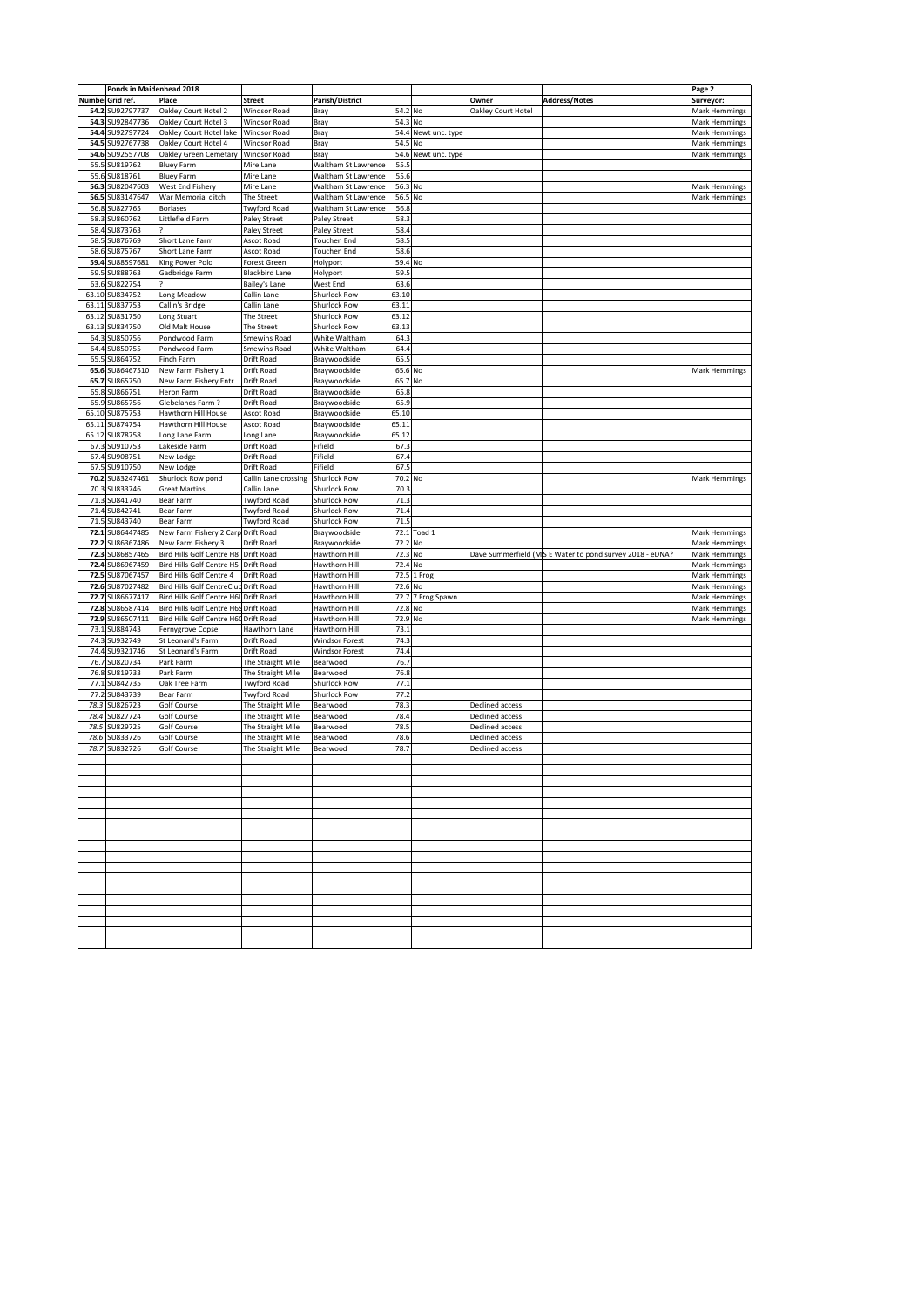| Ponds in Maidenhead 2018 | | | | | | | | Page 2 |
|---|---|---|---|---|---|---|---|---|
| Number | Grid ref. | Place | Street | Parish/District | | Owner | Address/Notes | Surveyor: |
| 54.2 | SU92797737 | Oakley Court Hotel 2 | Windsor Road | Bray | 54.2 No | Oakley Court Hotel | | Mark Hemmings |
| 54.3 | SU92847736 | Oakley Court Hotel 3 | Windsor Road | Bray | 54.3 No | | | Mark Hemmings |
| 54.4 | SU92797724 | Oakley Court Hotel lake | Windsor Road | Bray | 54.4 Newt unc. type | | | Mark Hemmings |
| 54.5 | SU92767738 | Oakley Court Hotel 4 | Windsor Road | Bray | 54.5 No | | | Mark Hemmings |
| 54.6 | SU92557708 | Oakley Green Cemetary | Windsor Road | Bray | 54.6 Newt unc. type | | | Mark Hemmings |
| 55.5 | SU819762 | Bluey Farm | Mire Lane | Waltham St Lawrence | 55.5 | | | |
| 55.6 | SU818761 | Bluey Farm | Mire Lane | Waltham St Lawrence | 55.6 | | | |
| 56.3 | SU82047603 | West End Fishery | Mire Lane | Waltham St Lawrence | 56.3 No | | | Mark Hemmings |
| 56.5 | SU83147647 | War Memorial ditch | The Street | Waltham St Lawrence | 56.5 No | | | Mark Hemmings |
| 56.8 | SU827765 | Borlases | Twyford Road | Waltham St Lawrence | 56.8 | | | |
| 58.3 | SU860762 | Littlefield Farm | Paley Street | Paley Street | 58.3 | | | |
| 58.4 | SU873763 | ? | Paley Street | Paley Street | 58.4 | | | |
| 58.5 | SU876769 | Short Lane Farm | Ascot Road | Touchen End | 58.5 | | | |
| 58.6 | SU875767 | Short Lane Farm | Ascot Road | Touchen End | 58.6 | | | |
| 59.4 | SU88597681 | King Power Polo | Forest Green | Holyport | 59.4 No | | | |
| 59.5 | SU888763 | Gadbridge Farm | Blackbird Lane | Holyport | 59.5 | | | |
| 63.6 | SU822754 | ? | Bailey's Lane | West End | 63.6 | | | |
| 63.10 | SU834752 | Long Meadow | Callin Lane | Shurlock Row | 63.10 | | | |
| 63.11 | SU837753 | Callin's Bridge | Callin Lane | Shurlock Row | 63.11 | | | |
| 63.12 | SU831750 | Long Stuart | The Street | Shurlock Row | 63.12 | | | |
| 63.13 | SU834750 | Old Malt House | The Street | Shurlock Row | 63.13 | | | |
| 64.3 | SU850756 | Pondwood Farm | Smewins Road | White Waltham | 64.3 | | | |
| 64.4 | SU850755 | Pondwood Farm | Smewins Road | White Waltham | 64.4 | | | |
| 65.5 | SU864752 | Finch Farm | Drift Road | Braywoodside | 65.5 | | | |
| 65.6 | SU86467510 | New Farm Fishery 1 | Drift Road | Braywoodside | 65.6 No | | | Mark Hemmings |
| 65.7 | SU865750 | New Farm Fishery Entr | Drift Road | Braywoodside | 65.7 No | | | |
| 65.8 | SU866751 | Heron Farm | Drift Road | Braywoodside | 65.8 | | | |
| 65.9 | SU865756 | Glebelands Farm ? | Drift Road | Braywoodside | 65.9 | | | |
| 65.10 | SU875753 | Hawthorn Hill House | Ascot Road | Braywoodside | 65.10 | | | |
| 65.11 | SU874754 | Hawthorn Hill House | Ascot Road | Braywoodside | 65.11 | | | |
| 65.12 | SU878758 | Long Lane Farm | Long Lane | Braywoodside | 65.12 | | | |
| 67.3 | SU910753 | Lakeside Farm | Drift Road | Fifield | 67.3 | | | |
| 67.4 | SU908751 | New Lodge | Drift Road | Fifield | 67.4 | | | |
| 67.5 | SU910750 | New Lodge | Drift Road | Fifield | 67.5 | | | |
| 70.2 | SU83247461 | Shurlock Row pond | Callin Lane crossing | Shurlock Row | 70.2 No | | | Mark Hemmings |
| 70.3 | SU833746 | Great Martins | Callin Lane | Shurlock Row | 70.3 | | | |
| 71.3 | SU841740 | Bear Farm | Twyford Road | Shurlock Row | 71.3 | | | |
| 71.4 | SU842741 | Bear Farm | Twyford Road | Shurlock Row | 71.4 | | | |
| 71.5 | SU843740 | Bear Farm | Twyford Road | Shurlock Row | 71.5 | | | |
| 72.1 | SU86447485 | New Farm Fishery 2 Carp | Drift Road | Braywoodside | 72.1 Toad 1 | | | Mark Hemmings |
| 72.2 | SU86367486 | New Farm Fishery 3 | Drift Road | Braywoodside | 72.2 No | | | Mark Hemmings |
| 72.3 | SU86857465 | Bird Hills Golf Centre H8 | Drift Road | Hawthorn Hill | 72.3 No | | Dave Summerfield (MS E Water to pond survey 2018 - eDNA? | Mark Hemmings |
| 72.4 | SU86967459 | Bird Hills Golf Centre H5 | Drift Road | Hawthorn Hill | 72.4 No | | | Mark Hemmings |
| 72.5 | SU87067457 | Bird Hills Golf Centre 4 | Drift Road | Hawthorn Hill | 72.5 1 Frog | | | Mark Hemmings |
| 72.6 | SU87027482 | Bird Hills Golf CentreClub | Drift Road | Hawthorn Hill | 72.6 No | | | Mark Hemmings |
| 72.7 | SU86677417 | Bird Hills Golf Centre H6L | Drift Road | Hawthorn Hill | 72.7 7 Frog Spawn | | | Mark Hemmings |
| 72.8 | SU86587414 | Bird Hills Golf Centre H6S | Drift Road | Hawthorn Hill | 72.8 No | | | Mark Hemmings |
| 72.9 | SU86507411 | Bird Hills Golf Centre H60 | Drift Road | Hawthorn Hill | 72.9 No | | | Mark Hemmings |
| 73.1 | SU884743 | Ferngrove Copse | Hawthorn Lane | Hawthorn Hill | 73.1 | | | |
| 74.3 | SU932749 | St Leonard's Farm | Drift Road | Windsor Forest | 74.3 | | | |
| 74.4 | SU9321746 | St Leonard's Farm | Drift Road | Windsor Forest | 74.4 | | | |
| 76.7 | SU820734 | Park Farm | The Straight Mile | Bearwood | 76.7 | | | |
| 76.8 | SU819733 | Park Farm | The Straight Mile | Bearwood | 76.8 | | | |
| 77.1 | SU842735 | Oak Tree Farm | Twyford Road | Shurlock Row | 77.1 | | | |
| 77.2 | SU843739 | Bear Farm | Twyford Road | Shurlock Row | 77.2 | | | |
| 78.3 | SU826723 | Golf Course | The Straight Mile | Bearwood | 78.3 | Declined access | | |
| 78.4 | SU827724 | Golf Course | The Straight Mile | Bearwood | 78.4 | Declined access | | |
| 78.5 | SU829725 | Golf Course | The Straight Mile | Bearwood | 78.5 | Declined access | | |
| 78.6 | SU833726 | Golf Course | The Straight Mile | Bearwood | 78.6 | Declined access | | |
| 78.7 | SU832726 | Golf Course | The Straight Mile | Bearwood | 78.7 | Declined access | | |